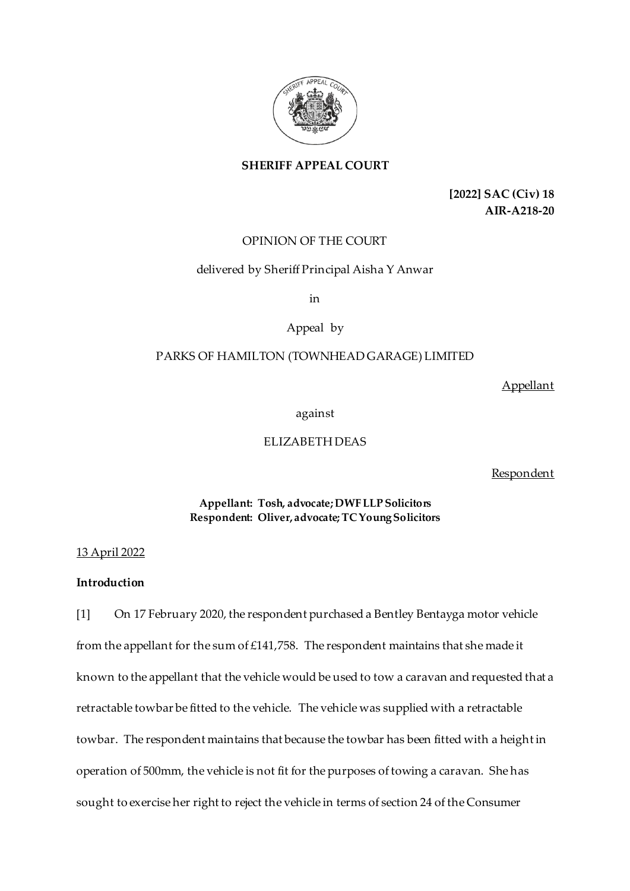**SHERIFF APPEAL COURT**

**[2022] SAC (Civ) 18**
**AIR-A218-20**

OPINION OF THE COURT

delivered by Sheriff Principal Aisha Y Anwar

in

Appeal by

PARKS OF HAMILTON (TOWNHEAD GARAGE) LIMITED

Appellant

against

ELIZABETH DEAS

Respondent

**Appellant: Tosh, advocate; DWF LLP Solicitors**
**Respondent: Oliver, advocate; TC Young Solicitors**

13 April 2022

**Introduction**

[1] On 17 February 2020, the respondent purchased a Bentley Bentayga motor vehicle from the appellant for the sum of £141,758. The respondent maintains that she made it known to the appellant that the vehicle would be used to tow a caravan and requested that a retractable towbar be fitted to the vehicle. The vehicle was supplied with a retractable towbar. The respondent maintains that because the towbar has been fitted with a height in operation of 500mm, the vehicle is not fit for the purposes of towing a caravan. She has sought to exercise her right to reject the vehicle in terms of section 24 of the Consumer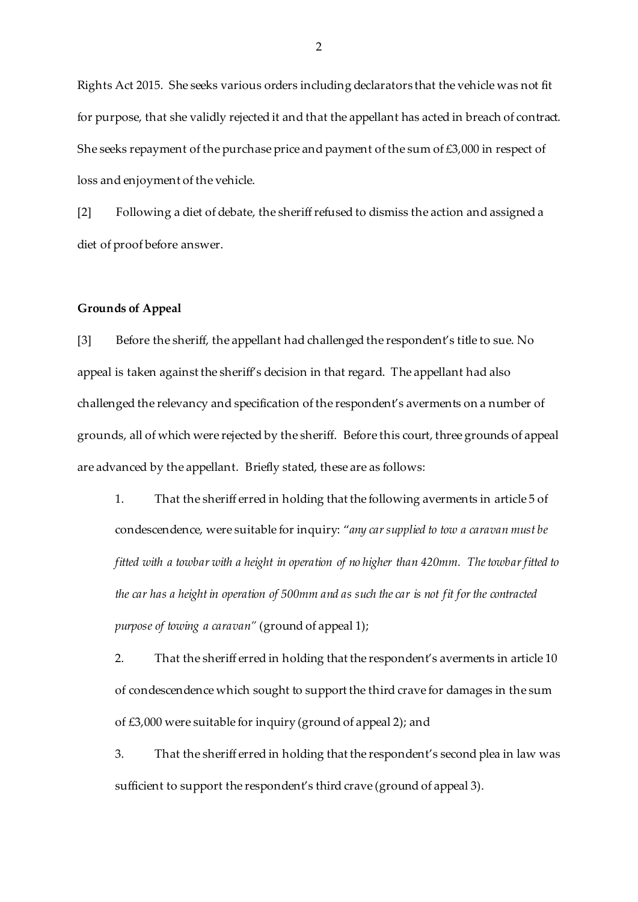Rights Act 2015. She seeks various orders including declarators that the vehicle was not fit for purpose, that she validly rejected it and that the appellant has acted in breach of contract. She seeks repayment of the purchase price and payment of the sum of £3,000 in respect of loss and enjoyment of the vehicle.

[2] Following a diet of debate, the sheriff refused to dismiss the action and assigned a diet of proof before answer.

## Grounds of Appeal

[3] Before the sheriff, the appellant had challenged the respondent's title to sue. No appeal is taken against the sheriff's decision in that regard. The appellant had also challenged the relevancy and specification of the respondent's averments on a number of grounds, all of which were rejected by the sheriff. Before this court, three grounds of appeal are advanced by the appellant. Briefly stated, these are as follows:

1. That the sheriff erred in holding that the following averments in article 5 of condescendence, were suitable for inquiry: "*any car supplied to tow a caravan must be fitted with a towbar with a height in operation of no higher than 420mm. The towbar fitted to the car has a height in operation of 500mm and as such the car is not fit for the contracted purpose of towing a caravan*" (ground of appeal 1);

2. That the sheriff erred in holding that the respondent's averments in article 10 of condescendence which sought to support the third crave for damages in the sum of £3,000 were suitable for inquiry (ground of appeal 2); and

3. That the sheriff erred in holding that the respondent's second plea in law was sufficient to support the respondent's third crave (ground of appeal 3).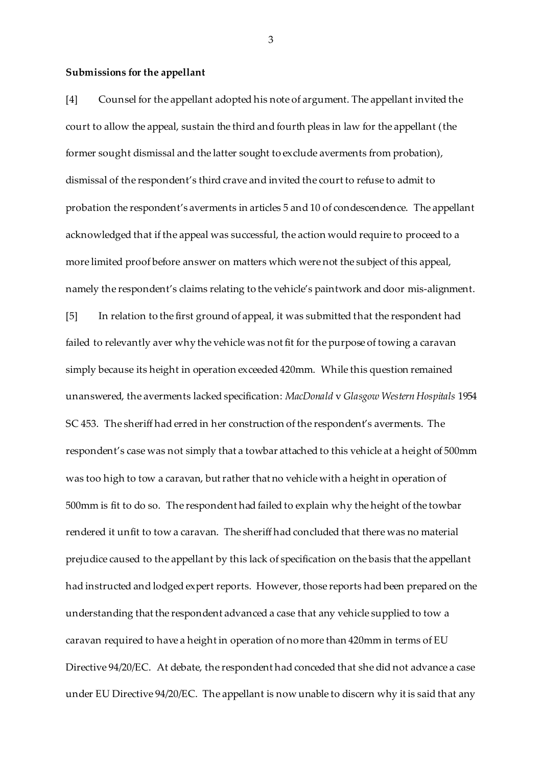**Submissions for the appellant**

[4] Counsel for the appellant adopted his note of argument. The appellant invited the court to allow the appeal, sustain the third and fourth pleas in law for the appellant (the former sought dismissal and the latter sought to exclude averments from probation), dismissal of the respondent's third crave and invited the court to refuse to admit to probation the respondent's averments in articles 5 and 10 of condescendence. The appellant acknowledged that if the appeal was successful, the action would require to proceed to a more limited proof before answer on matters which were not the subject of this appeal, namely the respondent's claims relating to the vehicle's paintwork and door mis-alignment.

[5] In relation to the first ground of appeal, it was submitted that the respondent had failed to relevantly aver why the vehicle was not fit for the purpose of towing a caravan simply because its height in operation exceeded 420mm. While this question remained unanswered, the averments lacked specification: *MacDonald* v *Glasgow Western Hospitals* 1954 SC 453. The sheriff had erred in her construction of the respondent's averments. The respondent's case was not simply that a towbar attached to this vehicle at a height of 500mm was too high to tow a caravan, but rather that no vehicle with a height in operation of 500mm is fit to do so. The respondent had failed to explain why the height of the towbar rendered it unfit to tow a caravan. The sheriff had concluded that there was no material prejudice caused to the appellant by this lack of specification on the basis that the appellant had instructed and lodged expert reports. However, those reports had been prepared on the understanding that the respondent advanced a case that any vehicle supplied to tow a caravan required to have a height in operation of no more than 420mm in terms of EU Directive 94/20/EC. At debate, the respondent had conceded that she did not advance a case under EU Directive 94/20/EC. The appellant is now unable to discern why it is said that any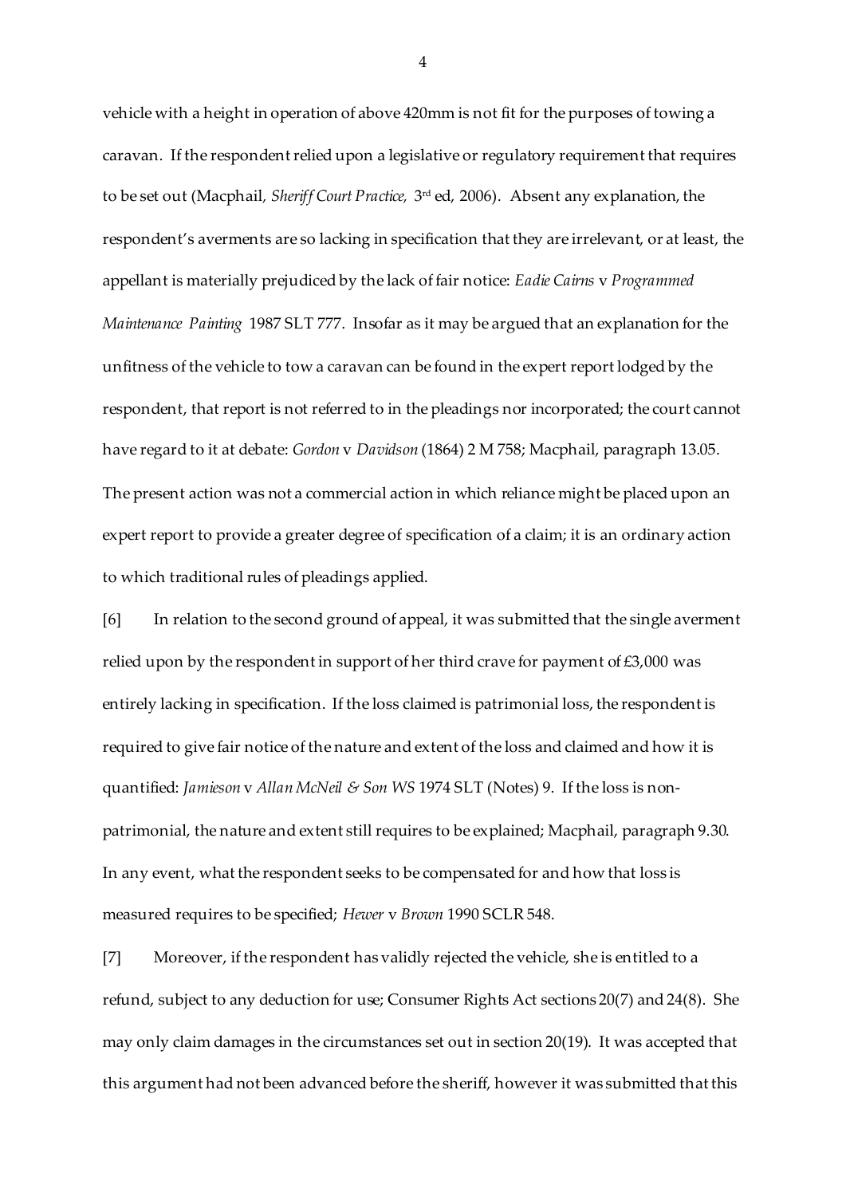vehicle with a height in operation of above 420mm is not fit for the purposes of towing a caravan. If the respondent relied upon a legislative or regulatory requirement that requires to be set out (Macphail, *Sheriff Court Practice,* 3rd ed, 2006). Absent any explanation, the respondent's averments are so lacking in specification that they are irrelevant, or at least, the appellant is materially prejudiced by the lack of fair notice: *Eadie Cairns* v *Programmed Maintenance Painting* 1987 SLT 777. Insofar as it may be argued that an explanation for the unfitness of the vehicle to tow a caravan can be found in the expert report lodged by the respondent, that report is not referred to in the pleadings nor incorporated; the court cannot have regard to it at debate: *Gordon* v *Davidson* (1864) 2 M 758; Macphail, paragraph 13.05. The present action was not a commercial action in which reliance might be placed upon an expert report to provide a greater degree of specification of a claim; it is an ordinary action to which traditional rules of pleadings applied.

[6] In relation to the second ground of appeal, it was submitted that the single averment relied upon by the respondent in support of her third crave for payment of £3,000 was entirely lacking in specification. If the loss claimed is patrimonial loss, the respondent is required to give fair notice of the nature and extent of the loss and claimed and how it is quantified: *Jamieson* v *Allan McNeil & Son WS* 1974 SLT (Notes) 9. If the loss is non-patrimonial, the nature and extent still requires to be explained; Macphail, paragraph 9.30. In any event, what the respondent seeks to be compensated for and how that loss is measured requires to be specified; *Hewer* v *Brown* 1990 SCLR 548.

[7] Moreover, if the respondent has validly rejected the vehicle, she is entitled to a refund, subject to any deduction for use; Consumer Rights Act sections 20(7) and 24(8). She may only claim damages in the circumstances set out in section 20(19). It was accepted that this argument had not been advanced before the sheriff, however it was submitted that this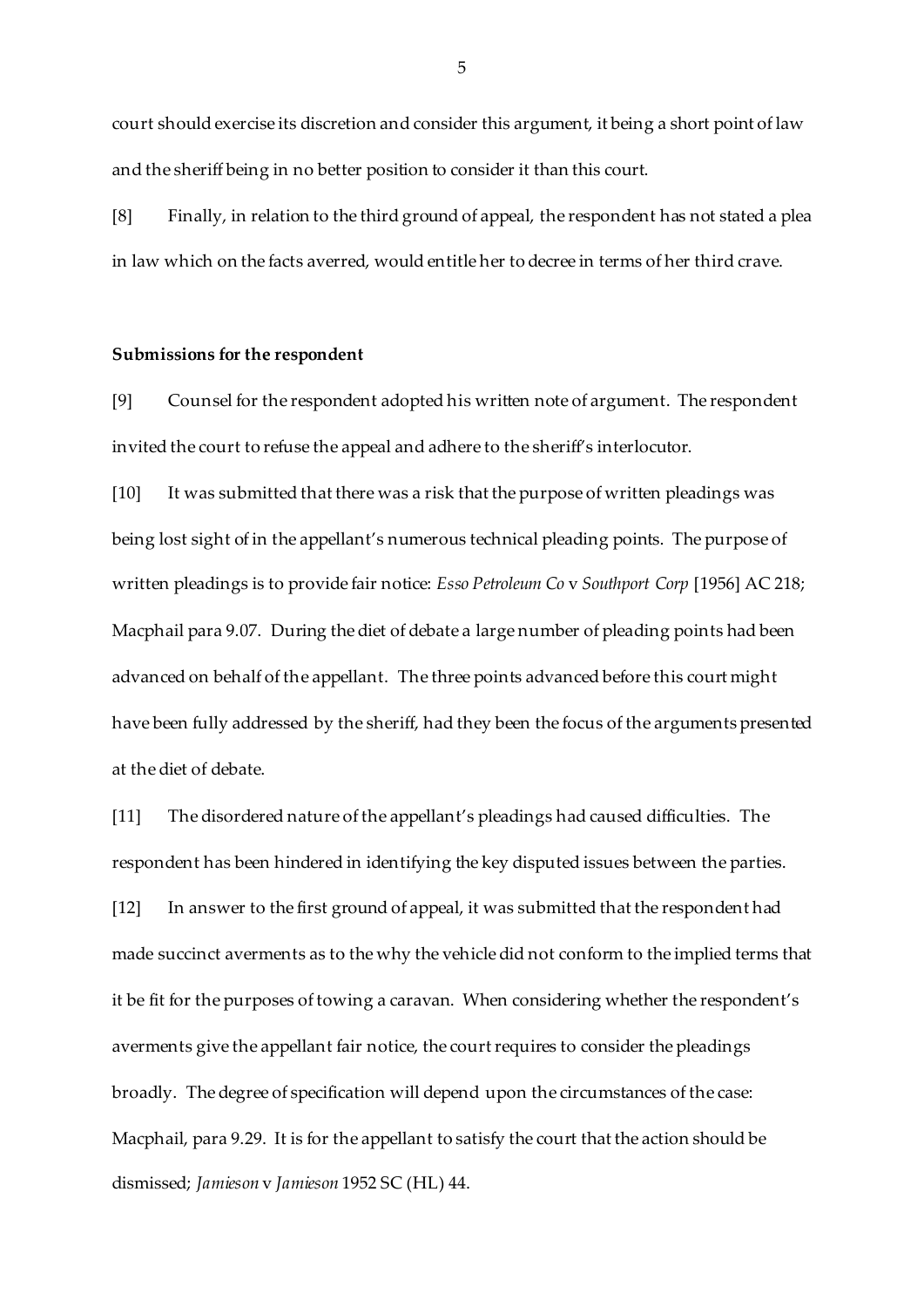court should exercise its discretion and consider this argument, it being a short point of law and the sheriff being in no better position to consider it than this court.

[8] Finally, in relation to the third ground of appeal, the respondent has not stated a plea in law which on the facts averred, would entitle her to decree in terms of her third crave.

**Submissions for the respondent**

[9] Counsel for the respondent adopted his written note of argument. The respondent invited the court to refuse the appeal and adhere to the sheriff's interlocutor.

[10] It was submitted that there was a risk that the purpose of written pleadings was being lost sight of in the appellant's numerous technical pleading points. The purpose of written pleadings is to provide fair notice: *Esso Petroleum Co* v *Southport Corp* [1956] AC 218; Macphail para 9.07. During the diet of debate a large number of pleading points had been advanced on behalf of the appellant. The three points advanced before this court might have been fully addressed by the sheriff, had they been the focus of the arguments presented at the diet of debate.

[11] The disordered nature of the appellant's pleadings had caused difficulties. The respondent has been hindered in identifying the key disputed issues between the parties.

[12] In answer to the first ground of appeal, it was submitted that the respondent had made succinct averments as to the why the vehicle did not conform to the implied terms that it be fit for the purposes of towing a caravan. When considering whether the respondent's averments give the appellant fair notice, the court requires to consider the pleadings broadly. The degree of specification will depend upon the circumstances of the case: Macphail, para 9.29. It is for the appellant to satisfy the court that the action should be dismissed; *Jamieson* v *Jamieson* 1952 SC (HL) 44.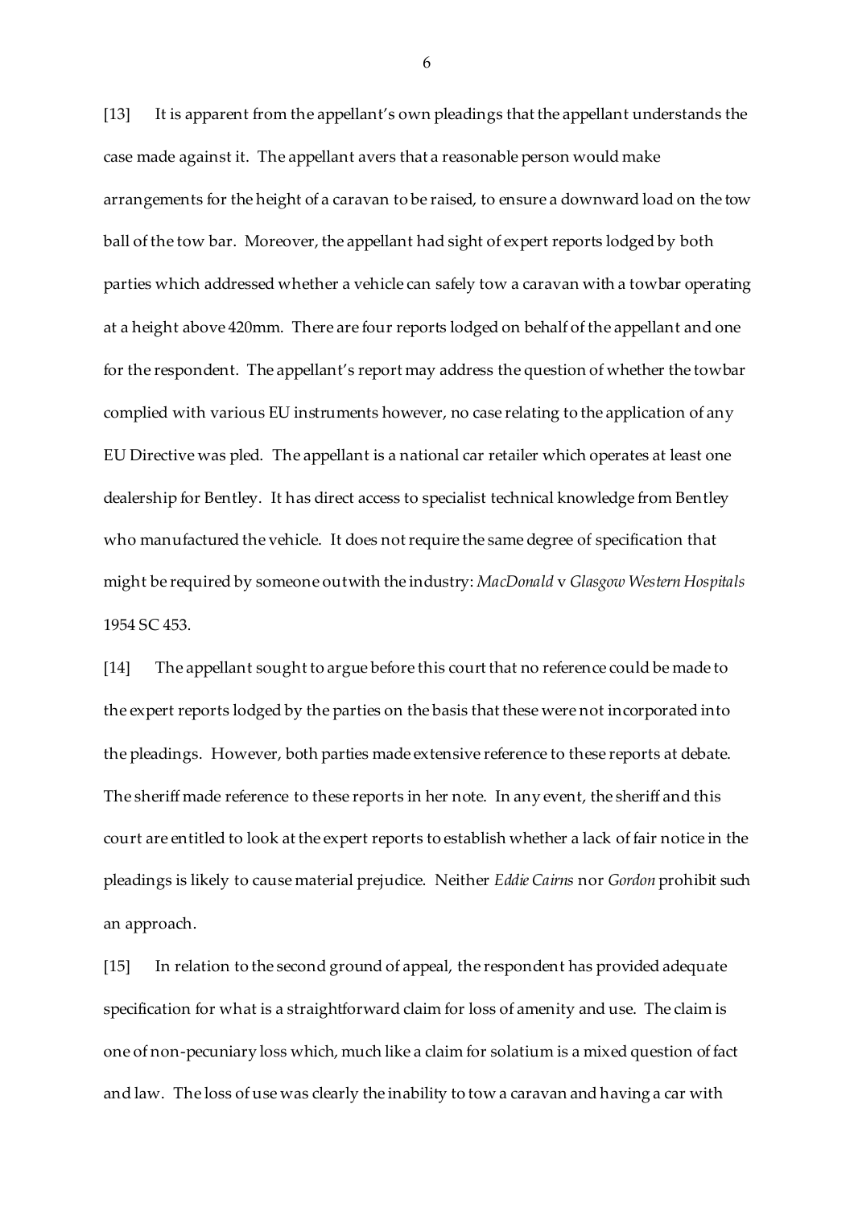[13] It is apparent from the appellant's own pleadings that the appellant understands the case made against it. The appellant avers that a reasonable person would make arrangements for the height of a caravan to be raised, to ensure a downward load on the tow ball of the tow bar. Moreover, the appellant had sight of expert reports lodged by both parties which addressed whether a vehicle can safely tow a caravan with a towbar operating at a height above 420mm. There are four reports lodged on behalf of the appellant and one for the respondent. The appellant's report may address the question of whether the towbar complied with various EU instruments however, no case relating to the application of any EU Directive was pled. The appellant is a national car retailer which operates at least one dealership for Bentley. It has direct access to specialist technical knowledge from Bentley who manufactured the vehicle. It does not require the same degree of specification that might be required by someone outwith the industry: *MacDonald* v *Glasgow Western Hospitals* 1954 SC 453.

[14] The appellant sought to argue before this court that no reference could be made to the expert reports lodged by the parties on the basis that these were not incorporated into the pleadings. However, both parties made extensive reference to these reports at debate. The sheriff made reference to these reports in her note. In any event, the sheriff and this court are entitled to look at the expert reports to establish whether a lack of fair notice in the pleadings is likely to cause material prejudice. Neither *Eddie Cairns* nor *Gordon* prohibit such an approach.

[15] In relation to the second ground of appeal, the respondent has provided adequate specification for what is a straightforward claim for loss of amenity and use. The claim is one of non-pecuniary loss which, much like a claim for solatium is a mixed question of fact and law. The loss of use was clearly the inability to tow a caravan and having a car with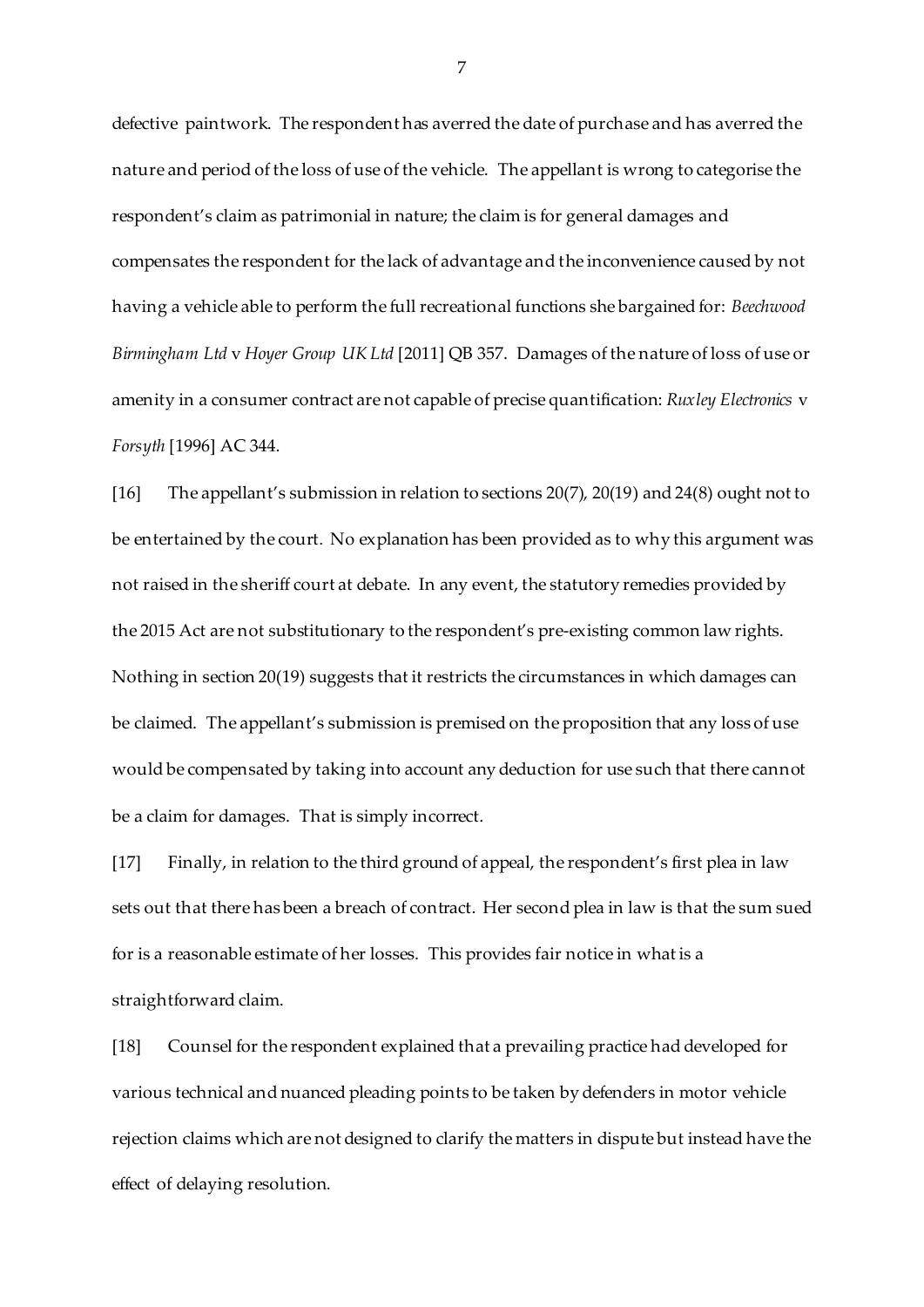defective paintwork. The respondent has averred the date of purchase and has averred the nature and period of the loss of use of the vehicle. The appellant is wrong to categorise the respondent's claim as patrimonial in nature; the claim is for general damages and compensates the respondent for the lack of advantage and the inconvenience caused by not having a vehicle able to perform the full recreational functions she bargained for: *Beechwood Birmingham Ltd* v *Hoyer Group UK Ltd* [2011] QB 357. Damages of the nature of loss of use or amenity in a consumer contract are not capable of precise quantification: *Ruxley Electronics* v *Forsyth* [1996] AC 344.

[16] The appellant's submission in relation to sections 20(7), 20(19) and 24(8) ought not to be entertained by the court. No explanation has been provided as to why this argument was not raised in the sheriff court at debate. In any event, the statutory remedies provided by the 2015 Act are not substitutionary to the respondent's pre-existing common law rights. Nothing in section 20(19) suggests that it restricts the circumstances in which damages can be claimed. The appellant's submission is premised on the proposition that any loss of use would be compensated by taking into account any deduction for use such that there cannot be a claim for damages. That is simply incorrect.

[17] Finally, in relation to the third ground of appeal, the respondent's first plea in law sets out that there has been a breach of contract. Her second plea in law is that the sum sued for is a reasonable estimate of her losses. This provides fair notice in what is a straightforward claim.

[18] Counsel for the respondent explained that a prevailing practice had developed for various technical and nuanced pleading points to be taken by defenders in motor vehicle rejection claims which are not designed to clarify the matters in dispute but instead have the effect of delaying resolution.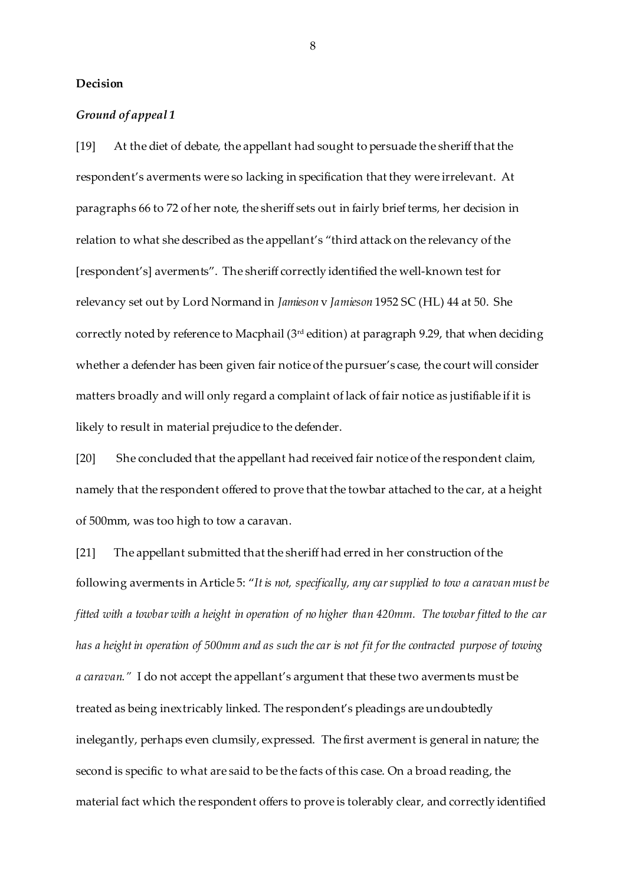**Decision**

***Ground of appeal 1***

[19] At the diet of debate, the appellant had sought to persuade the sheriff that the respondent's averments were so lacking in specification that they were irrelevant. At paragraphs 66 to 72 of her note, the sheriff sets out in fairly brief terms, her decision in relation to what she described as the appellant's "third attack on the relevancy of the [respondent's] averments". The sheriff correctly identified the well-known test for relevancy set out by Lord Normand in *Jamieson* v *Jamieson* 1952 SC (HL) 44 at 50. She correctly noted by reference to Macphail (3rd edition) at paragraph 9.29, that when deciding whether a defender has been given fair notice of the pursuer's case, the court will consider matters broadly and will only regard a complaint of lack of fair notice as justifiable if it is likely to result in material prejudice to the defender.

[20] She concluded that the appellant had received fair notice of the respondent claim, namely that the respondent offered to prove that the towbar attached to the car, at a height of 500mm, was too high to tow a caravan.

[21] The appellant submitted that the sheriff had erred in her construction of the following averments in Article 5: "*It is not, specifically, any car supplied to tow a caravan must be fitted with a towbar with a height in operation of no higher than 420mm. The towbar fitted to the car has a height in operation of 500mm and as such the car is not fit for the contracted purpose of towing a caravan.*" I do not accept the appellant's argument that these two averments must be treated as being inextricably linked. The respondent's pleadings are undoubtedly inelegantly, perhaps even clumsily, expressed. The first averment is general in nature; the second is specific to what are said to be the facts of this case. On a broad reading, the material fact which the respondent offers to prove is tolerably clear, and correctly identified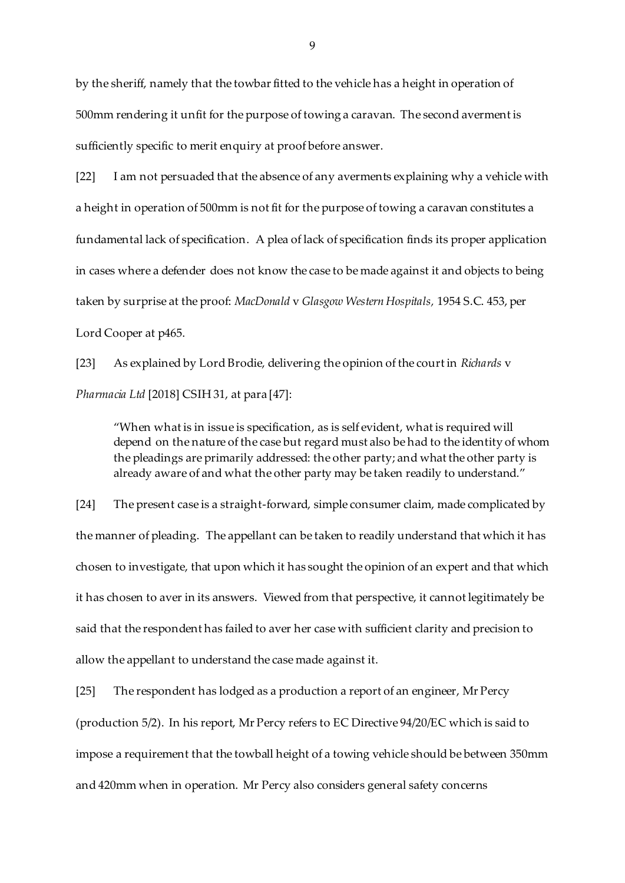by the sheriff, namely that the towbar fitted to the vehicle has a height in operation of 500mm rendering it unfit for the purpose of towing a caravan. The second averment is sufficiently specific to merit enquiry at proof before answer.

[22] I am not persuaded that the absence of any averments explaining why a vehicle with a height in operation of 500mm is not fit for the purpose of towing a caravan constitutes a fundamental lack of specification. A plea of lack of specification finds its proper application in cases where a defender does not know the case to be made against it and objects to being taken by surprise at the proof: *MacDonald* v *Glasgow Western Hospitals*, 1954 S.C. 453, per Lord Cooper at p465.

[23] As explained by Lord Brodie, delivering the opinion of the court in *Richards* v *Pharmacia Ltd* [2018] CSIH 31, at para [47]:

> "When what is in issue is specification, as is self evident, what is required will depend on the nature of the case but regard must also be had to the identity of whom the pleadings are primarily addressed: the other party; and what the other party is already aware of and what the other party may be taken readily to understand."

[24] The present case is a straight-forward, simple consumer claim, made complicated by the manner of pleading. The appellant can be taken to readily understand that which it has chosen to investigate, that upon which it has sought the opinion of an expert and that which it has chosen to aver in its answers. Viewed from that perspective, it cannot legitimately be said that the respondent has failed to aver her case with sufficient clarity and precision to allow the appellant to understand the case made against it.

[25] The respondent has lodged as a production a report of an engineer, Mr Percy (production 5/2). In his report, Mr Percy refers to EC Directive 94/20/EC which is said to impose a requirement that the towball height of a towing vehicle should be between 350mm and 420mm when in operation. Mr Percy also considers general safety concerns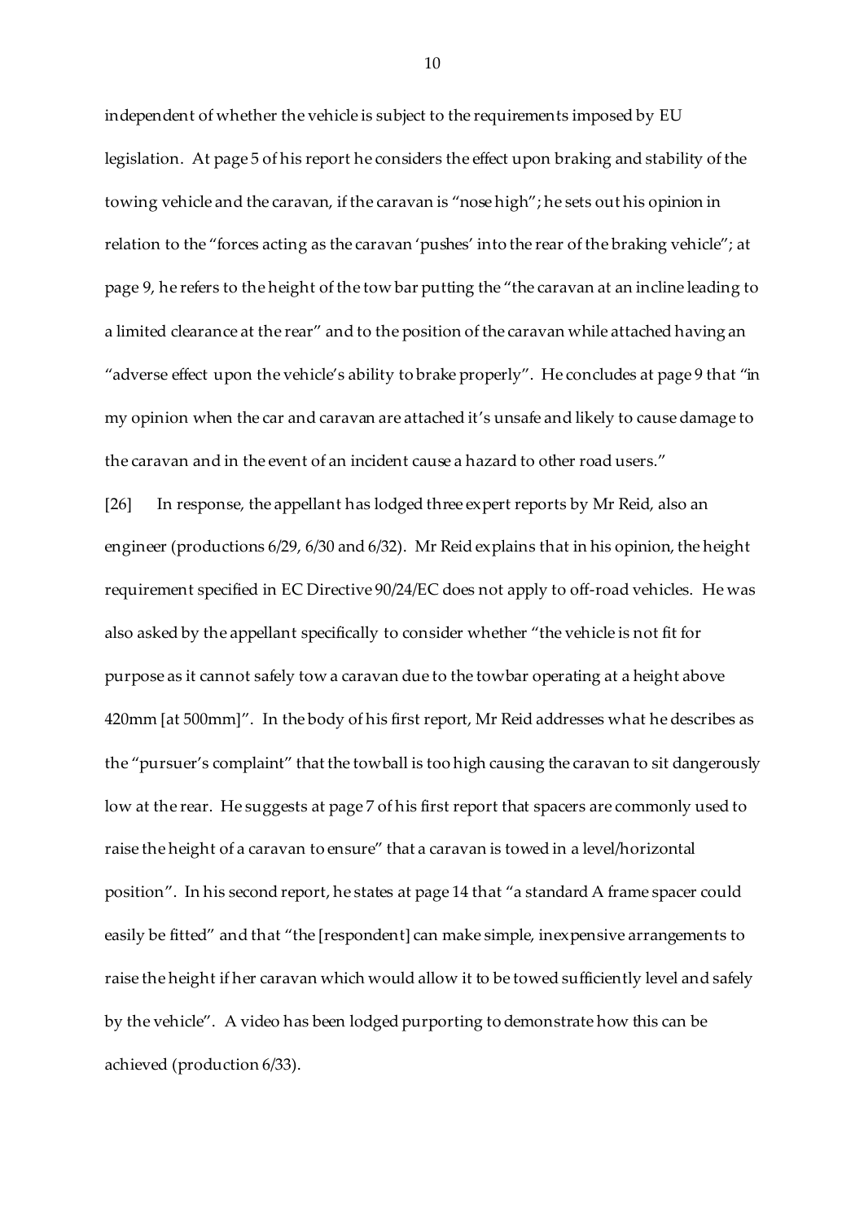independent of whether the vehicle is subject to the requirements imposed by EU legislation. At page 5 of his report he considers the effect upon braking and stability of the towing vehicle and the caravan, if the caravan is "nose high"; he sets out his opinion in relation to the "forces acting as the caravan 'pushes' into the rear of the braking vehicle"; at page 9, he refers to the height of the tow bar putting the "the caravan at an incline leading to a limited clearance at the rear" and to the position of the caravan while attached having an "adverse effect upon the vehicle's ability to brake properly". He concludes at page 9 that "in my opinion when the car and caravan are attached it's unsafe and likely to cause damage to the caravan and in the event of an incident cause a hazard to other road users."

[26] In response, the appellant has lodged three expert reports by Mr Reid, also an engineer (productions 6/29, 6/30 and 6/32). Mr Reid explains that in his opinion, the height requirement specified in EC Directive 90/24/EC does not apply to off-road vehicles. He was also asked by the appellant specifically to consider whether "the vehicle is not fit for purpose as it cannot safely tow a caravan due to the towbar operating at a height above 420mm [at 500mm]". In the body of his first report, Mr Reid addresses what he describes as the "pursuer's complaint" that the towball is too high causing the caravan to sit dangerously low at the rear. He suggests at page 7 of his first report that spacers are commonly used to raise the height of a caravan to ensure" that a caravan is towed in a level/horizontal position". In his second report, he states at page 14 that "a standard A frame spacer could easily be fitted" and that "the [respondent] can make simple, inexpensive arrangements to raise the height if her caravan which would allow it to be towed sufficiently level and safely by the vehicle". A video has been lodged purporting to demonstrate how this can be achieved (production 6/33).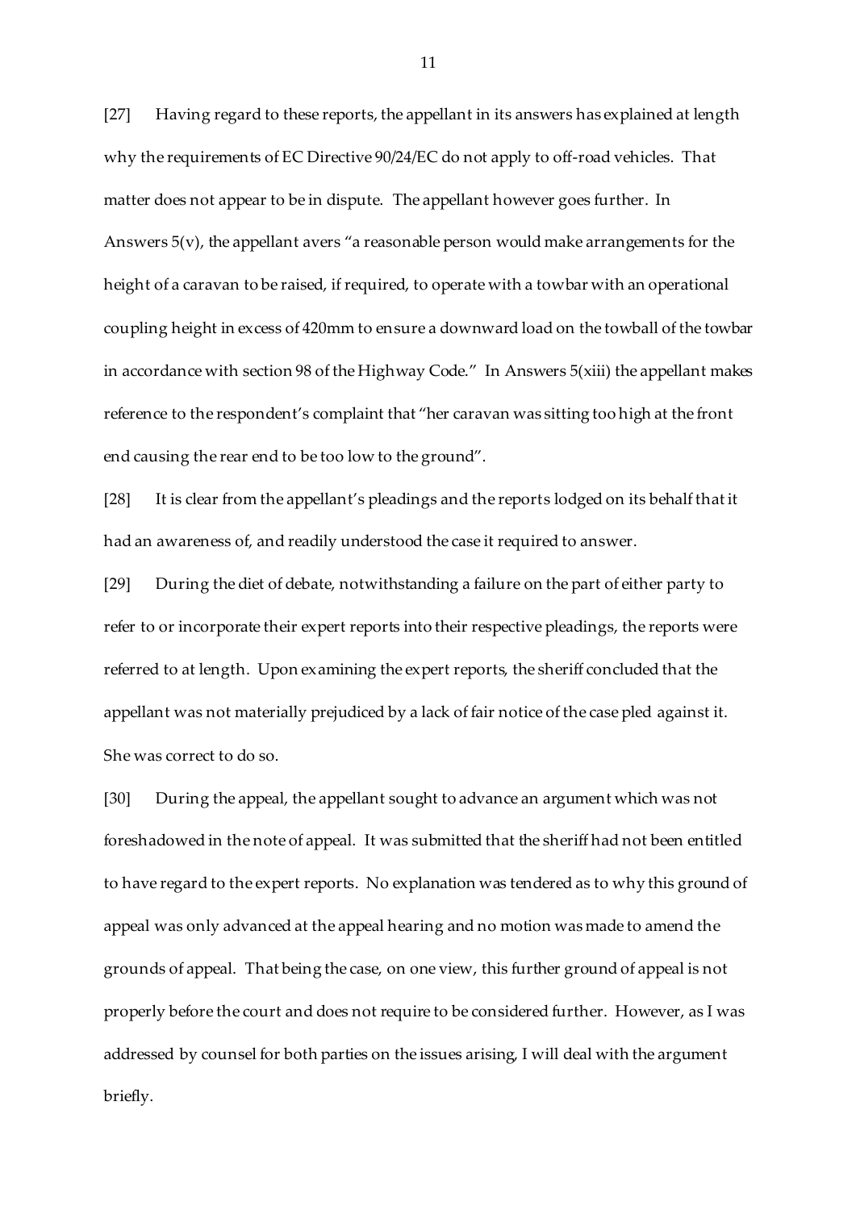[27] Having regard to these reports, the appellant in its answers has explained at length why the requirements of EC Directive 90/24/EC do not apply to off-road vehicles. That matter does not appear to be in dispute. The appellant however goes further. In Answers 5(v), the appellant avers "a reasonable person would make arrangements for the height of a caravan to be raised, if required, to operate with a towbar with an operational coupling height in excess of 420mm to ensure a downward load on the towball of the towbar in accordance with section 98 of the Highway Code." In Answers 5(xiii) the appellant makes reference to the respondent's complaint that "her caravan was sitting too high at the front end causing the rear end to be too low to the ground".

[28] It is clear from the appellant's pleadings and the reports lodged on its behalf that it had an awareness of, and readily understood the case it required to answer.

[29] During the diet of debate, notwithstanding a failure on the part of either party to refer to or incorporate their expert reports into their respective pleadings, the reports were referred to at length. Upon examining the expert reports, the sheriff concluded that the appellant was not materially prejudiced by a lack of fair notice of the case pled against it. She was correct to do so.

[30] During the appeal, the appellant sought to advance an argument which was not foreshadowed in the note of appeal. It was submitted that the sheriff had not been entitled to have regard to the expert reports. No explanation was tendered as to why this ground of appeal was only advanced at the appeal hearing and no motion was made to amend the grounds of appeal. That being the case, on one view, this further ground of appeal is not properly before the court and does not require to be considered further. However, as I was addressed by counsel for both parties on the issues arising, I will deal with the argument briefly.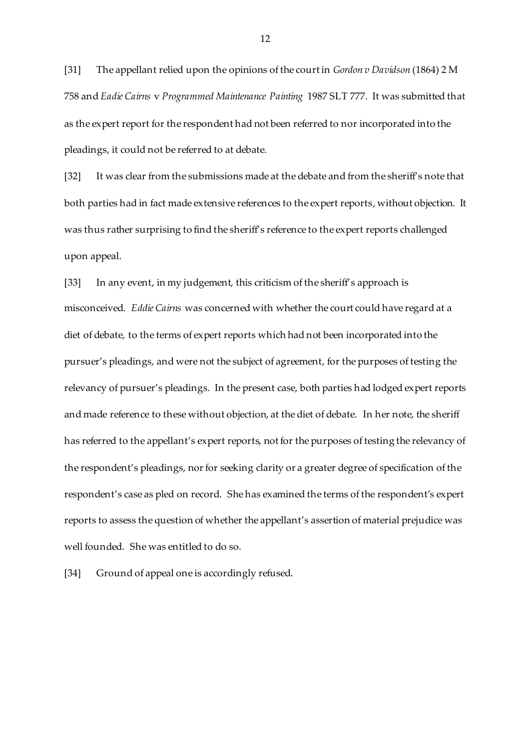[31] The appellant relied upon the opinions of the court in *Gordon v Davidson* (1864) 2 M 758 and *Eadie Cairns* v *Programmed Maintenance Painting* 1987 SLT 777. It was submitted that as the expert report for the respondent had not been referred to nor incorporated into the pleadings, it could not be referred to at debate.

[32] It was clear from the submissions made at the debate and from the sheriff's note that both parties had in fact made extensive references to the expert reports, without objection. It was thus rather surprising to find the sheriff's reference to the expert reports challenged upon appeal.

[33] In any event, in my judgement, this criticism of the sheriff's approach is misconceived. *Eddie Cairns* was concerned with whether the court could have regard at a diet of debate, to the terms of expert reports which had not been incorporated into the pursuer's pleadings, and were not the subject of agreement, for the purposes of testing the relevancy of pursuer's pleadings. In the present case, both parties had lodged expert reports and made reference to these without objection, at the diet of debate. In her note, the sheriff has referred to the appellant's expert reports, not for the purposes of testing the relevancy of the respondent's pleadings, nor for seeking clarity or a greater degree of specification of the respondent's case as pled on record. She has examined the terms of the respondent's expert reports to assess the question of whether the appellant's assertion of material prejudice was well founded. She was entitled to do so.

[34] Ground of appeal one is accordingly refused.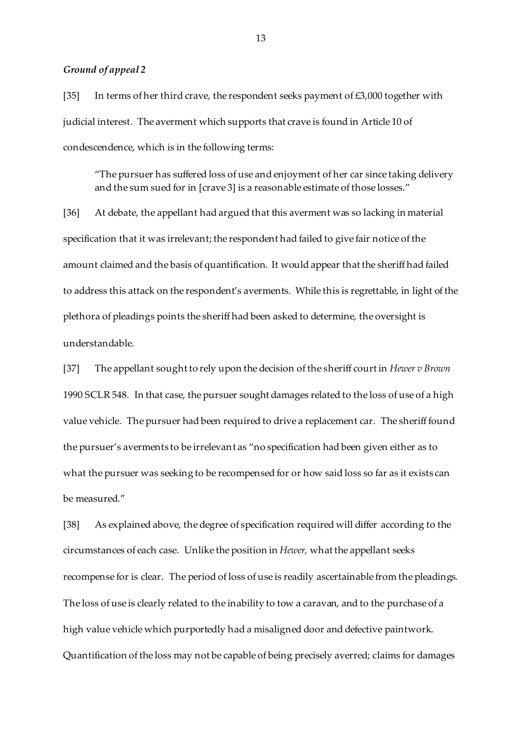### *Ground of appeal 2*

[35] In terms of her third crave, the respondent seeks payment of £3,000 together with judicial interest. The averment which supports that crave is found in Article 10 of condescendence, which is in the following terms:

> "The pursuer has suffered loss of use and enjoyment of her car since taking delivery and the sum sued for in [crave 3] is a reasonable estimate of those losses."

[36] At debate, the appellant had argued that this averment was so lacking in material specification that it was irrelevant; the respondent had failed to give fair notice of the amount claimed and the basis of quantification. It would appear that the sheriff had failed to address this attack on the respondent's averments. While this is regrettable, in light of the plethora of pleadings points the sheriff had been asked to determine, the oversight is understandable.

[37] The appellant sought to rely upon the decision of the sheriff court in *Hewer v Brown* 1990 SCLR 548. In that case, the pursuer sought damages related to the loss of use of a high value vehicle. The pursuer had been required to drive a replacement car. The sheriff found the pursuer's averments to be irrelevant as "no specification had been given either as to what the pursuer was seeking to be recompensed for or how said loss so far as it exists can be measured."

[38] As explained above, the degree of specification required will differ according to the circumstances of each case. Unlike the position in *Hewer,* what the appellant seeks recompense for is clear. The period of loss of use is readily ascertainable from the pleadings. The loss of use is clearly related to the inability to tow a caravan, and to the purchase of a high value vehicle which purportedly had a misaligned door and defective paintwork. Quantification of the loss may not be capable of being precisely averred; claims for damages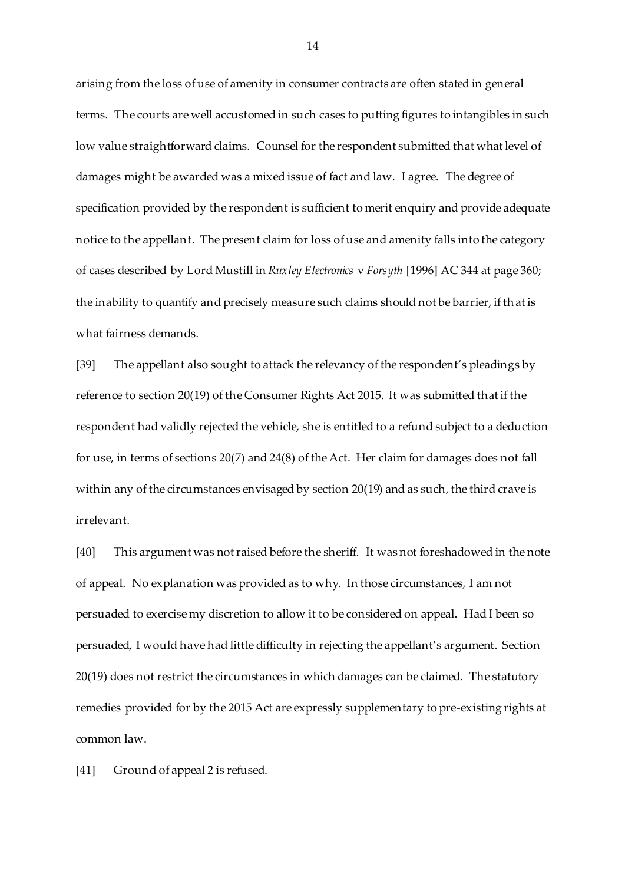arising from the loss of use of amenity in consumer contracts are often stated in general terms. The courts are well accustomed in such cases to putting figures to intangibles in such low value straightforward claims. Counsel for the respondent submitted that what level of damages might be awarded was a mixed issue of fact and law. I agree. The degree of specification provided by the respondent is sufficient to merit enquiry and provide adequate notice to the appellant. The present claim for loss of use and amenity falls into the category of cases described by Lord Mustill in *Ruxley Electronics* v *Forsyth* [1996] AC 344 at page 360; the inability to quantify and precisely measure such claims should not be barrier, if that is what fairness demands.

[39] The appellant also sought to attack the relevancy of the respondent's pleadings by reference to section 20(19) of the Consumer Rights Act 2015. It was submitted that if the respondent had validly rejected the vehicle, she is entitled to a refund subject to a deduction for use, in terms of sections 20(7) and 24(8) of the Act. Her claim for damages does not fall within any of the circumstances envisaged by section 20(19) and as such, the third crave is irrelevant.

[40] This argument was not raised before the sheriff. It was not foreshadowed in the note of appeal. No explanation was provided as to why. In those circumstances, I am not persuaded to exercise my discretion to allow it to be considered on appeal. Had I been so persuaded, I would have had little difficulty in rejecting the appellant's argument. Section 20(19) does not restrict the circumstances in which damages can be claimed. The statutory remedies provided for by the 2015 Act are expressly supplementary to pre-existing rights at common law.

[41] Ground of appeal 2 is refused.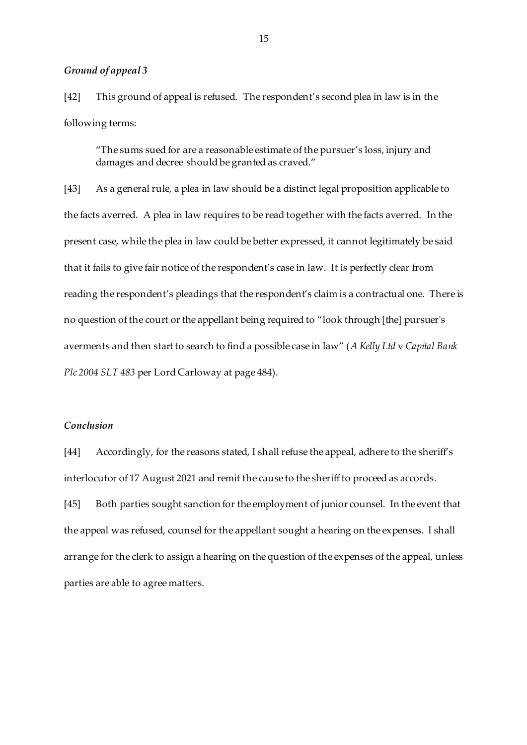### *Ground of appeal 3*

[42] This ground of appeal is refused. The respondent's second plea in law is in the following terms:

> "The sums sued for are a reasonable estimate of the pursuer's loss, injury and damages and decree should be granted as craved."

[43] As a general rule, a plea in law should be a distinct legal proposition applicable to the facts averred. A plea in law requires to be read together with the facts averred. In the present case, while the plea in law could be better expressed, it cannot legitimately be said that it fails to give fair notice of the respondent's case in law. It is perfectly clear from reading the respondent's pleadings that the respondent's claim is a contractual one. There is no question of the court or the appellant being required to "look through [the] pursuer's averments and then start to search to find a possible case in law" (*A Kelly Ltd* v *Capital Bank Plc 2004 SLT 483* per Lord Carloway at page 484).

### *Conclusion*

[44] Accordingly, for the reasons stated, I shall refuse the appeal, adhere to the sheriff's interlocutor of 17 August 2021 and remit the cause to the sheriff to proceed as accords.

[45] Both parties sought sanction for the employment of junior counsel. In the event that the appeal was refused, counsel for the appellant sought a hearing on the expenses. I shall arrange for the clerk to assign a hearing on the question of the expenses of the appeal, unless parties are able to agree matters.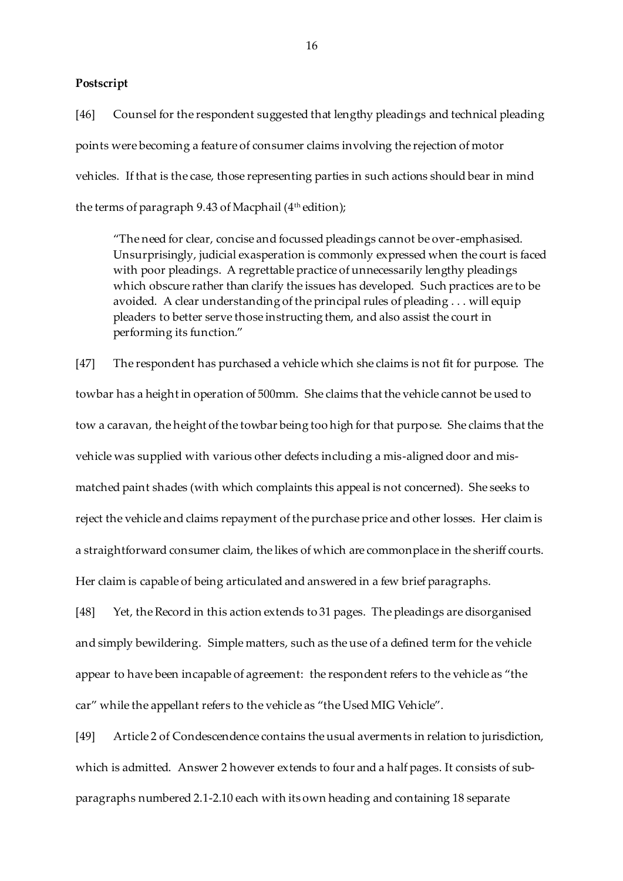**Postscript**

[46] Counsel for the respondent suggested that lengthy pleadings and technical pleading points were becoming a feature of consumer claims involving the rejection of motor vehicles. If that is the case, those representing parties in such actions should bear in mind the terms of paragraph 9.43 of Macphail (4th edition);

> "The need for clear, concise and focussed pleadings cannot be over-emphasised. Unsurprisingly, judicial exasperation is commonly expressed when the court is faced with poor pleadings. A regrettable practice of unnecessarily lengthy pleadings which obscure rather than clarify the issues has developed. Such practices are to be avoided. A clear understanding of the principal rules of pleading . . . will equip pleaders to better serve those instructing them, and also assist the court in performing its function."

[47] The respondent has purchased a vehicle which she claims is not fit for purpose. The towbar has a height in operation of 500mm. She claims that the vehicle cannot be used to tow a caravan, the height of the towbar being too high for that purpose. She claims that the vehicle was supplied with various other defects including a mis-aligned door and mis-matched paint shades (with which complaints this appeal is not concerned). She seeks to reject the vehicle and claims repayment of the purchase price and other losses. Her claim is a straightforward consumer claim, the likes of which are commonplace in the sheriff courts. Her claim is capable of being articulated and answered in a few brief paragraphs.

[48] Yet, the Record in this action extends to 31 pages. The pleadings are disorganised and simply bewildering. Simple matters, such as the use of a defined term for the vehicle appear to have been incapable of agreement: the respondent refers to the vehicle as "the car" while the appellant refers to the vehicle as "the Used MIG Vehicle".

[49] Article 2 of Condescendence contains the usual averments in relation to jurisdiction, which is admitted. Answer 2 however extends to four and a half pages. It consists of sub-paragraphs numbered 2.1-2.10 each with its own heading and containing 18 separate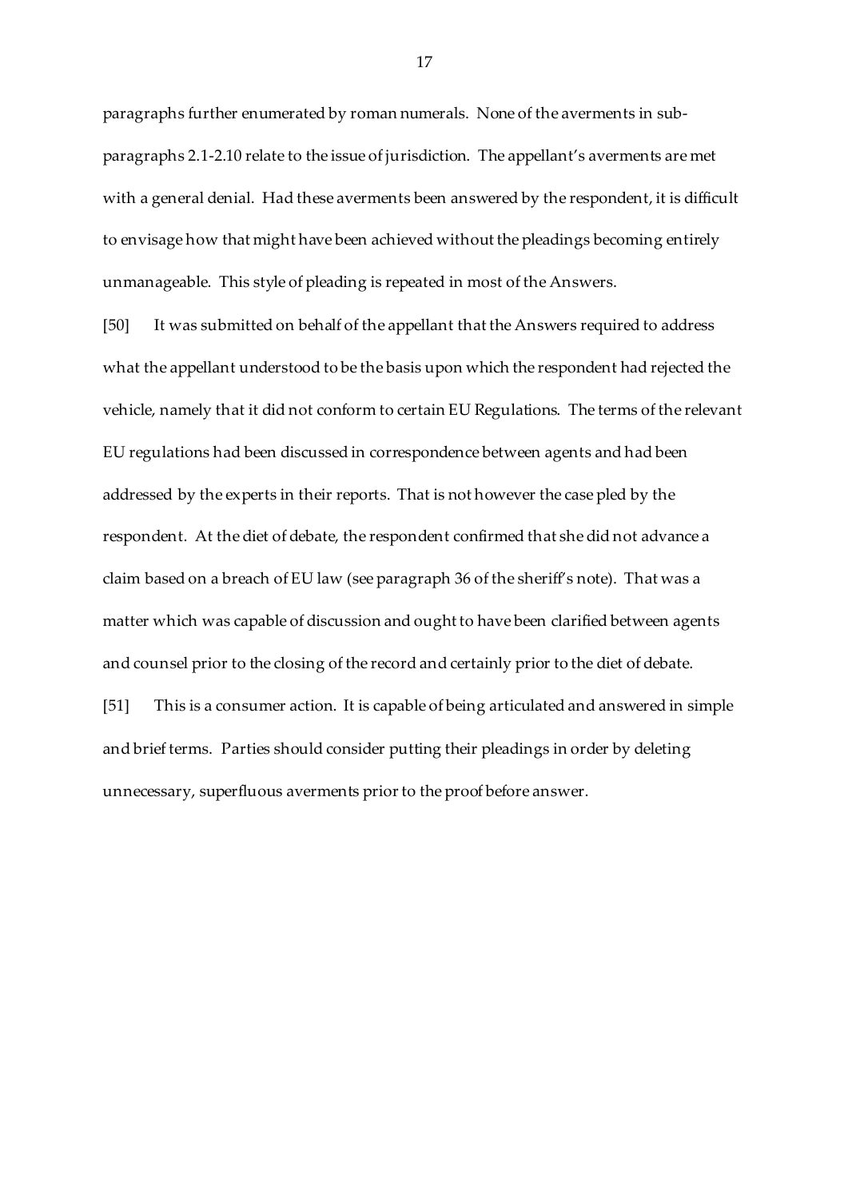paragraphs further enumerated by roman numerals. None of the averments in sub-paragraphs 2.1-2.10 relate to the issue of jurisdiction. The appellant's averments are met with a general denial. Had these averments been answered by the respondent, it is difficult to envisage how that might have been achieved without the pleadings becoming entirely unmanageable. This style of pleading is repeated in most of the Answers.

[50] It was submitted on behalf of the appellant that the Answers required to address what the appellant understood to be the basis upon which the respondent had rejected the vehicle, namely that it did not conform to certain EU Regulations. The terms of the relevant EU regulations had been discussed in correspondence between agents and had been addressed by the experts in their reports. That is not however the case pled by the respondent. At the diet of debate, the respondent confirmed that she did not advance a claim based on a breach of EU law (see paragraph 36 of the sheriff's note). That was a matter which was capable of discussion and ought to have been clarified between agents and counsel prior to the closing of the record and certainly prior to the diet of debate.

[51] This is a consumer action. It is capable of being articulated and answered in simple and brief terms. Parties should consider putting their pleadings in order by deleting unnecessary, superfluous averments prior to the proof before answer.